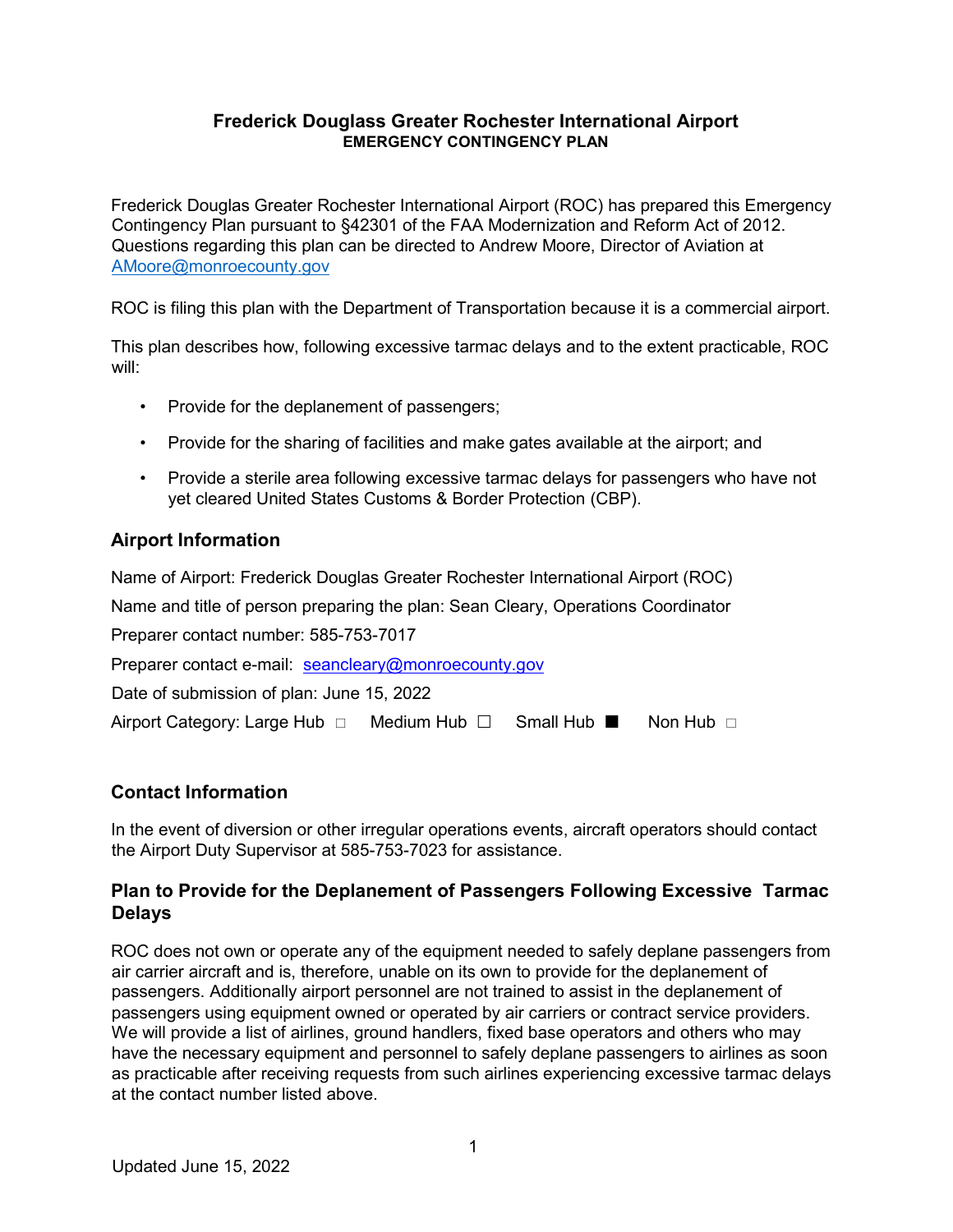# Frederick Douglass Greater Rochester International Airport

**EMERGENCY CONTINGENCY PLAN**

Frederick Douglas Greater Rochester International Airport (ROC) has prepared this Emergency Contingency Plan pursuant to §42301 of the FAA Modernization and Reform Act of 2012. Questions regarding this plan can be directed to Andrew Moore, Director of Aviation at AMoore@monroecounty.gov

ROC is filing this plan with the Department of Transportation because it is a commercial airport.

This plan describes how, following excessive tarmac delays and to the extent practicable, ROC will:

- Provide for the deplanement of passengers;
- Provide for the sharing of facilities and make gates available at the airport; and
- Provide a sterile area following excessive tarmac delays for passengers who have not yet cleared United States Customs & Border Protection (CBP).

## Airport Information

Name of Airport: Frederick Douglas Greater Rochester International Airport (ROC)

Name and title of person preparing the plan: Sean Cleary, Operations Coordinator

Preparer contact number: 585-753-7017

Preparer contact e-mail: seancleary@monroecounty.gov

Date of submission of plan: June 15, 2022

Airport Category: Large Hub ☐ Medium Hub ☐ Small Hub ■ Non Hub ☐

## Contact Information

In the event of diversion or other irregular operations events, aircraft operators should contact the Airport Duty Supervisor at 585-753-7023 for assistance.

## Plan to Provide for the Deplanement of Passengers Following Excessive Tarmac Delays

ROC does not own or operate any of the equipment needed to safely deplane passengers from air carrier aircraft and is, therefore, unable on its own to provide for the deplanement of passengers. Additionally airport personnel are not trained to assist in the deplanement of passengers using equipment owned or operated by air carriers or contract service providers. We will provide a list of airlines, ground handlers, fixed base operators and others who may have the necessary equipment and personnel to safely deplane passengers to airlines as soon as practicable after receiving requests from such airlines experiencing excessive tarmac delays at the contact number listed above.

Updated June 15, 2022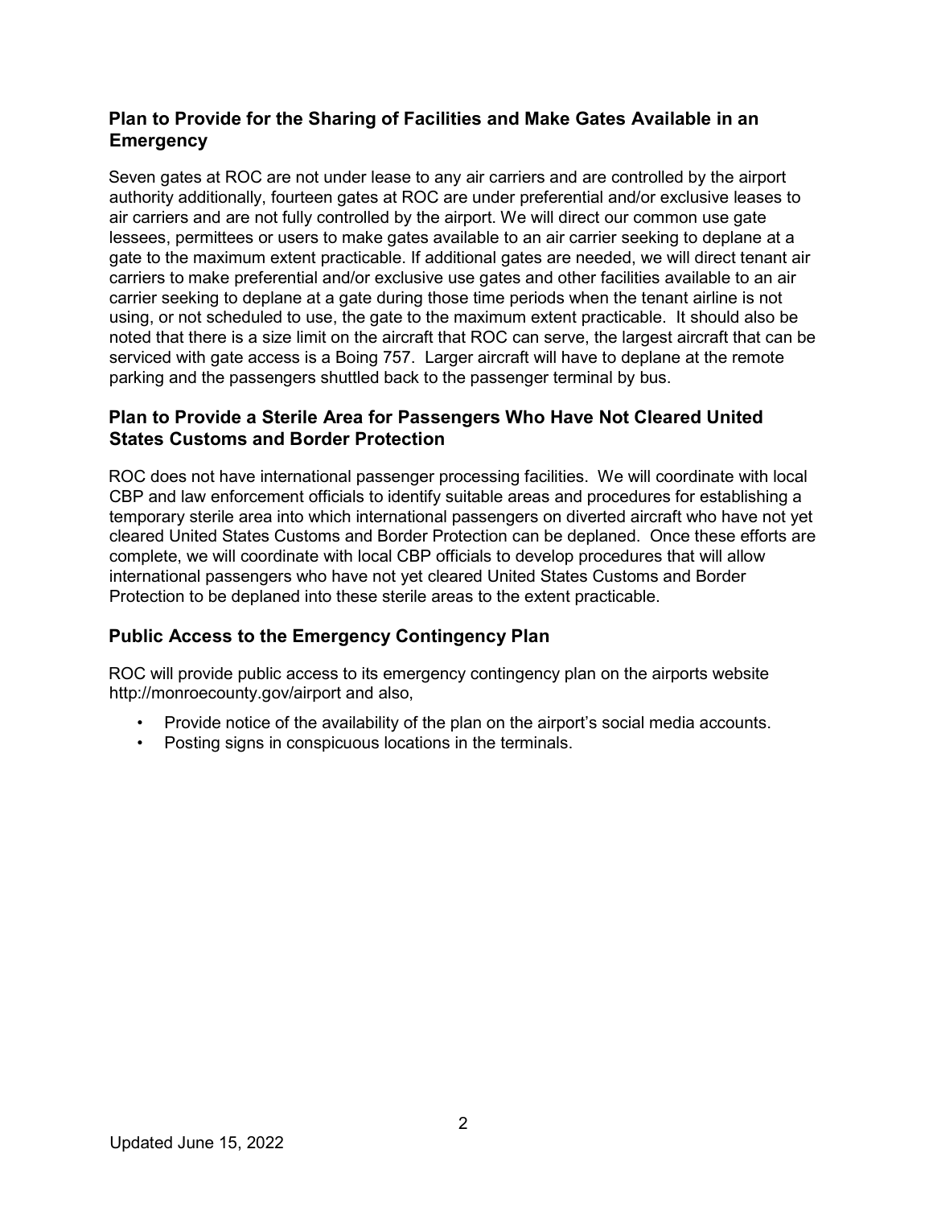## Plan to Provide for the Sharing of Facilities and Make Gates Available in an Emergency

Seven gates at ROC are not under lease to any air carriers and are controlled by the airport authority additionally, fourteen gates at ROC are under preferential and/or exclusive leases to air carriers and are not fully controlled by the airport. We will direct our common use gate lessees, permittees or users to make gates available to an air carrier seeking to deplane at a gate to the maximum extent practicable. If additional gates are needed, we will direct tenant air carriers to make preferential and/or exclusive use gates and other facilities available to an air carrier seeking to deplane at a gate during those time periods when the tenant airline is not using, or not scheduled to use, the gate to the maximum extent practicable. It should also be noted that there is a size limit on the aircraft that ROC can serve, the largest aircraft that can be serviced with gate access is a Boeing 757. Larger aircraft will have to deplane at the remote parking and the passengers shuttled back to the passenger terminal by bus.

## Plan to Provide a Sterile Area for Passengers Who Have Not Cleared United States Customs and Border Protection

ROC does not have international passenger processing facilities. We will coordinate with local CBP and law enforcement officials to identify suitable areas and procedures for establishing a temporary sterile area into which international passengers on diverted aircraft who have not yet cleared United States Customs and Border Protection can be deplaned. Once these efforts are complete, we will coordinate with local CBP officials to develop procedures that will allow international passengers who have not yet cleared United States Customs and Border Protection to be deplaned into these sterile areas to the extent practicable.

## Public Access to the Emergency Contingency Plan

ROC will provide public access to its emergency contingency plan on the airports website http://monroecounty.gov/airport and also,

- Provide notice of the availability of the plan on the airport's social media accounts.
- Posting signs in conspicuous locations in the terminals.

Updated June 15, 2022